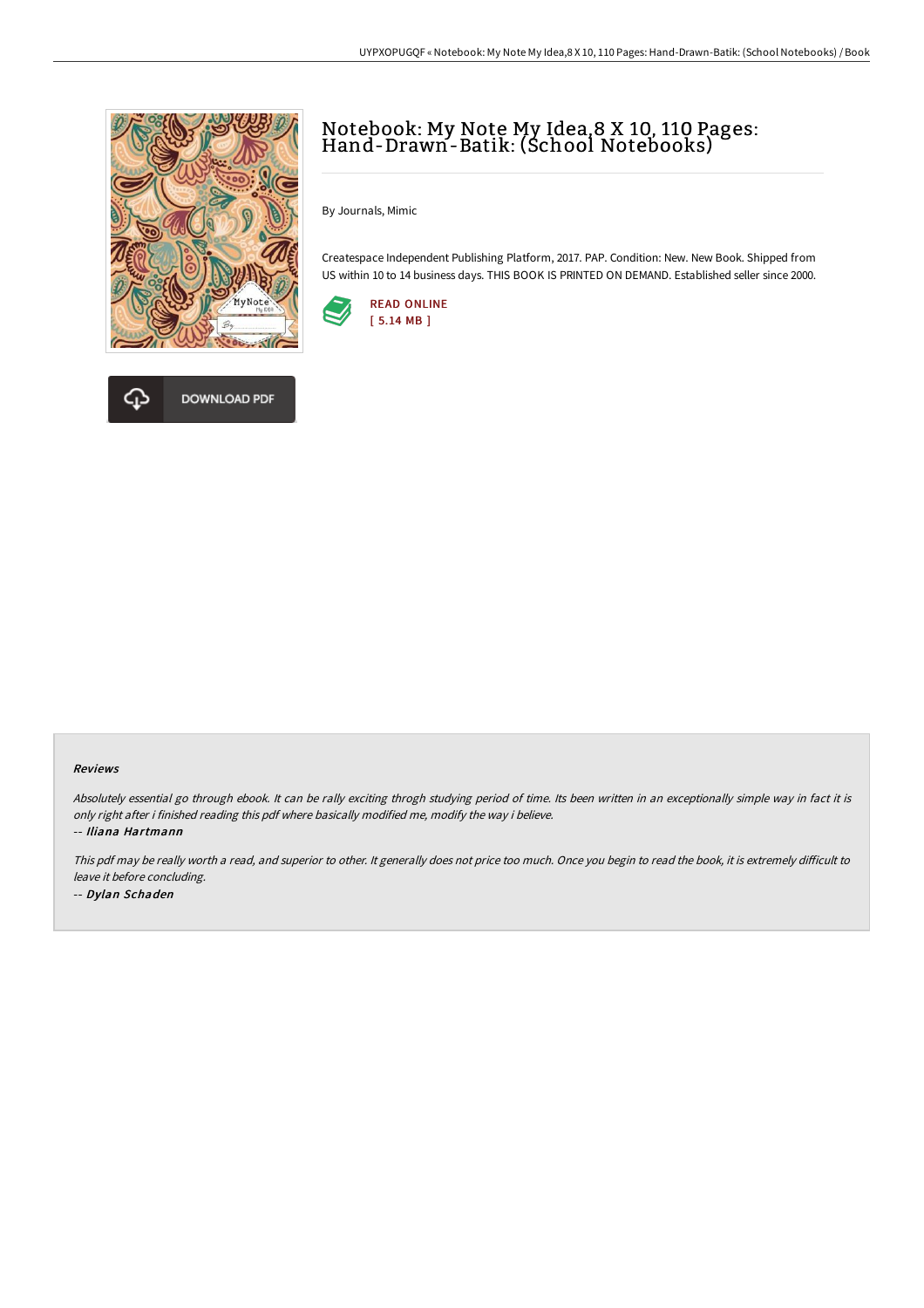# Notebook: My Note My Idea,8 X 10, 110 Pages: Hand-Drawn-Batik: (School Notebooks)

By Journals, Mimic

Createspace Independent Publishing Platform, 2017. PAP. Condition: New. New Book. Shipped from US within 10 to 14 business days. THIS BOOK IS PRINTED ON DEMAND. Established seller since 2000.

READ ONLINE
[ 5.14 MB ]

DOWNLOAD PDF

### Reviews

*Absolutely essential go through ebook. It can be rally exciting throgh studying period of time. Its been written in an exceptionally simple way in fact it is only right after i finished reading this pdf where basically modified me, modify the way i believe.*

-- ***Iliana Hartmann***

*This pdf may be really worth a read, and superior to other. It generally does not price too much. Once you begin to read the book, it is extremely difficult to leave it before concluding.*

-- ***Dylan Schaden***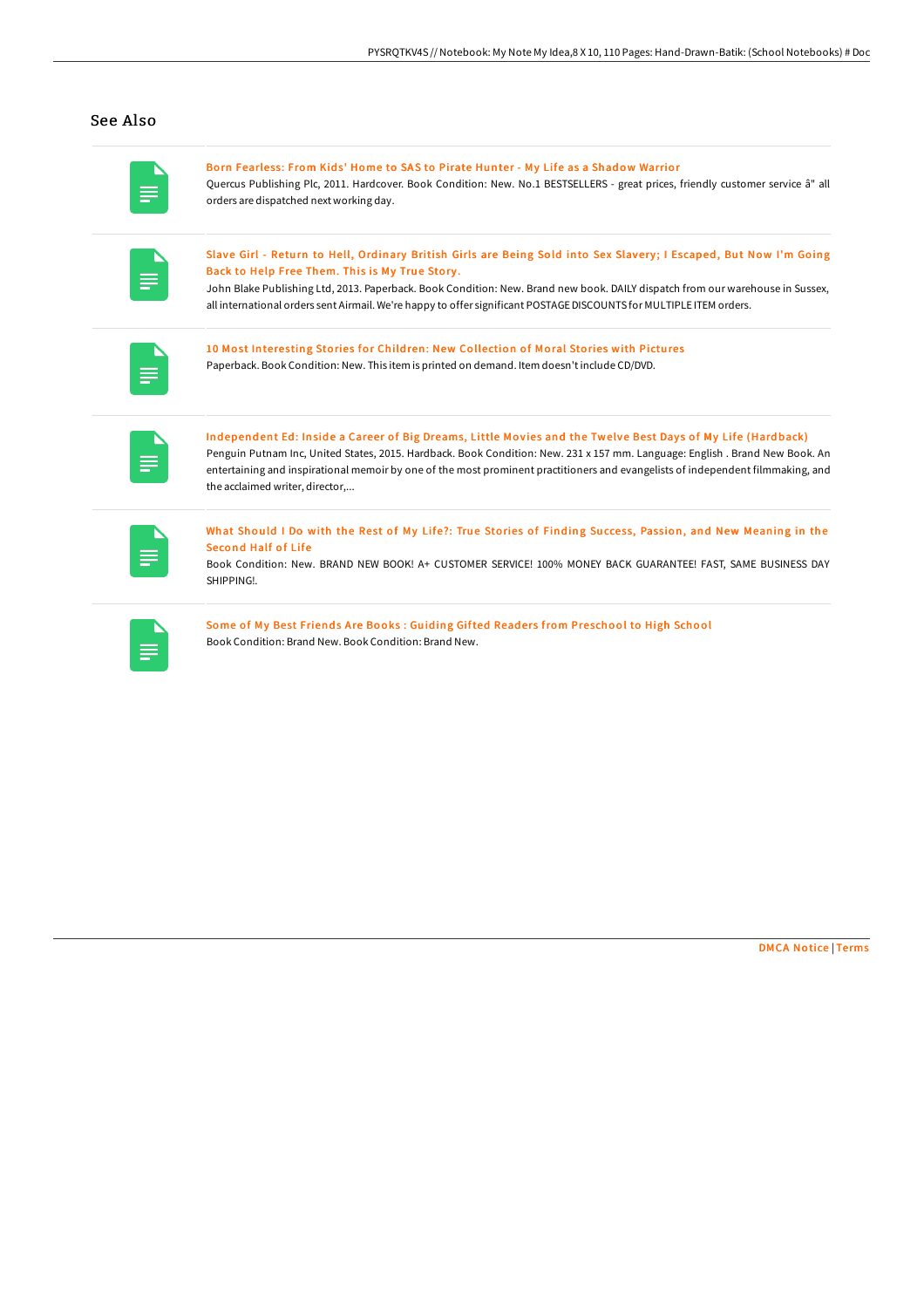## See Also

**Born Fearless: From Kids' Home to SAS to Pirate Hunter - My Life as a Shadow Warrior**
Quercus Publishing Plc, 2011. Hardcover. Book Condition: New. No.1 BESTSELLERS - great prices, friendly customer service â" all orders are dispatched next working day.

**Slave Girl - Return to Hell, Ordinary British Girls are Being Sold into Sex Slavery; I Escaped, But Now I'm Going Back to Help Free Them. This is My True Story.**
John Blake Publishing Ltd, 2013. Paperback. Book Condition: New. Brand new book. DAILY dispatch from our warehouse in Sussex, all international orders sent Airmail. We're happy to offer significant POSTAGE DISCOUNTS for MULTIPLE ITEM orders.

**10 Most Interesting Stories for Children: New Collection of Moral Stories with Pictures**
Paperback. Book Condition: New. This item is printed on demand. Item doesn't include CD/DVD.

**Independent Ed: Inside a Career of Big Dreams, Little Movies and the Twelve Best Days of My Life (Hardback)**
Penguin Putnam Inc, United States, 2015. Hardback. Book Condition: New. 231 x 157 mm. Language: English . Brand New Book. An entertaining and inspirational memoir by one of the most prominent practitioners and evangelists of independent filmmaking, and the acclaimed writer, director,...

**What Should I Do with the Rest of My Life?: True Stories of Finding Success, Passion, and New Meaning in the Second Half of Life**
Book Condition: New. BRAND NEW BOOK! A+ CUSTOMER SERVICE! 100% MONEY BACK GUARANTEE! FAST, SAME BUSINESS DAY SHIPPING!.

**Some of My Best Friends Are Books : Guiding Gifted Readers from Preschool to High School**
Book Condition: Brand New. Book Condition: Brand New.